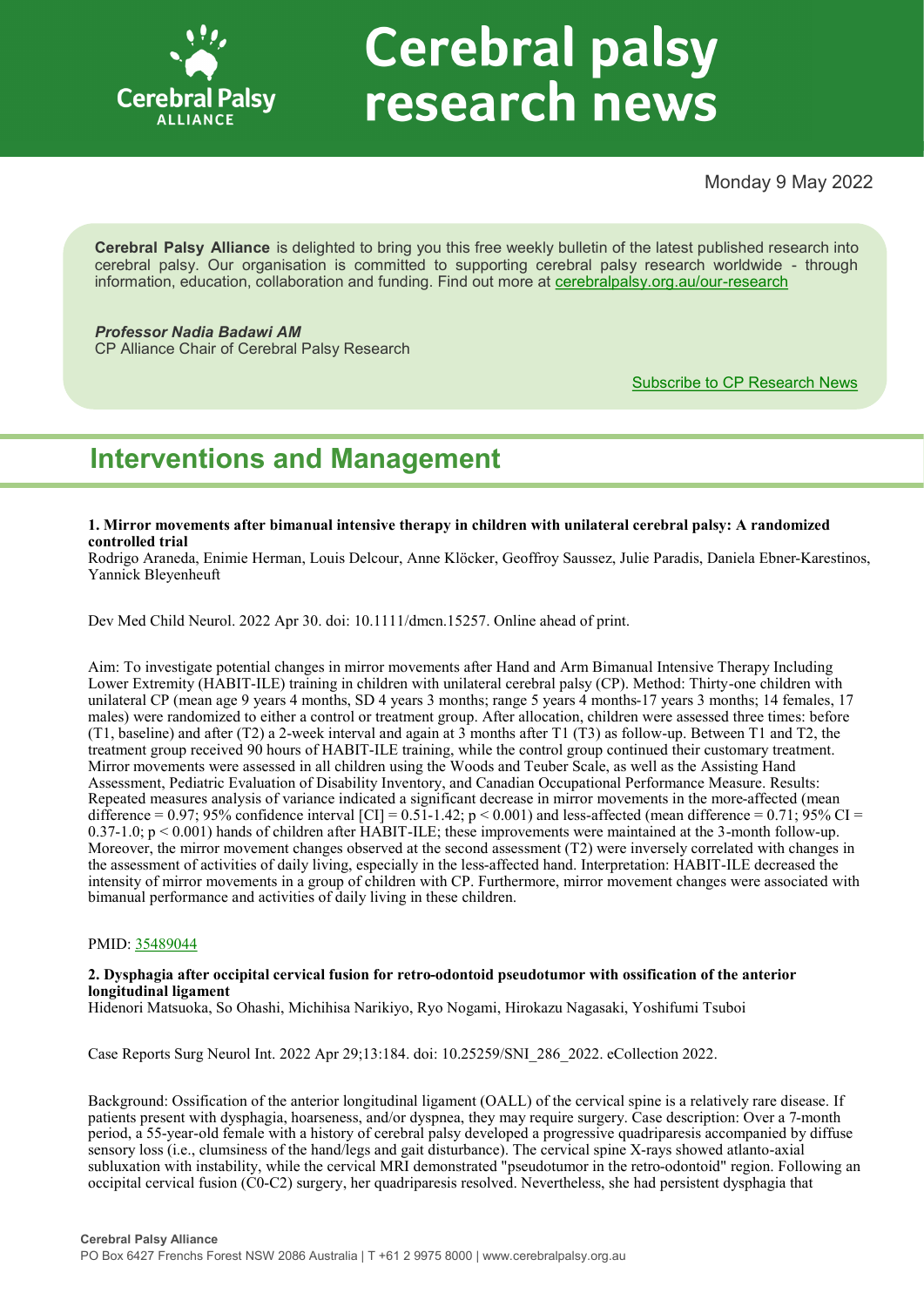# Cerebral palsy research news

Monday 9 May 2022

**Cerebral Palsy Alliance** is delighted to bring you this free weekly bulletin of the latest published research into cerebral palsy. Our organisation is committed to supporting cerebral palsy research worldwide - through information, education, collaboration and funding. Find out more at cerebralpalsy.org.au/our-research

***Professor Nadia Badawi AM***
CP Alliance Chair of Cerebral Palsy Research

Subscribe to CP Research News

## Interventions and Management

**1. Mirror movements after bimanual intensive therapy in children with unilateral cerebral palsy: A randomized controlled trial**
Rodrigo Araneda, Enimie Herman, Louis Delcour, Anne Klöcker, Geoffroy Saussez, Julie Paradis, Daniela Ebner-Karestinos, Yannick Bleyenheuft

Dev Med Child Neurol. 2022 Apr 30. doi: 10.1111/dmcn.15257. Online ahead of print.

Aim: To investigate potential changes in mirror movements after Hand and Arm Bimanual Intensive Therapy Including Lower Extremity (HABIT-ILE) training in children with unilateral cerebral palsy (CP). Method: Thirty-one children with unilateral CP (mean age 9 years 4 months, SD 4 years 3 months; range 5 years 4 months-17 years 3 months; 14 females, 17 males) were randomized to either a control or treatment group. After allocation, children were assessed three times: before (T1, baseline) and after (T2) a 2-week interval and again at 3 months after T1 (T3) as follow-up. Between T1 and T2, the treatment group received 90 hours of HABIT-ILE training, while the control group continued their customary treatment. Mirror movements were assessed in all children using the Woods and Teuber Scale, as well as the Assisting Hand Assessment, Pediatric Evaluation of Disability Inventory, and Canadian Occupational Performance Measure. Results: Repeated measures analysis of variance indicated a significant decrease in mirror movements in the more-affected (mean difference = 0.97; 95% confidence interval [CI] = 0.51-1.42; $p < 0.001$) and less-affected (mean difference = 0.71; 95% CI = 0.37-1.0; $p < 0.001$) hands of children after HABIT-ILE; these improvements were maintained at the 3-month follow-up. Moreover, the mirror movement changes observed at the second assessment (T2) were inversely correlated with changes in the assessment of activities of daily living, especially in the less-affected hand. Interpretation: HABIT-ILE decreased the intensity of mirror movements in a group of children with CP. Furthermore, mirror movement changes were associated with bimanual performance and activities of daily living in these children.

PMID: 35489044

**2. Dysphagia after occipital cervical fusion for retro-odontoid pseudotumor with ossification of the anterior longitudinal ligament**
Hidenori Matsuoka, So Ohashi, Michihisa Narikiyo, Ryo Nogami, Hirokazu Nagasaki, Yoshifumi Tsuboi

Case Reports Surg Neurol Int. 2022 Apr 29;13:184. doi: 10.25259/SNI_286_2022. eCollection 2022.

Background: Ossification of the anterior longitudinal ligament (OALL) of the cervical spine is a relatively rare disease. If patients present with dysphagia, hoarseness, and/or dyspnea, they may require surgery. Case description: Over a 7-month period, a 55-year-old female with a history of cerebral palsy developed a progressive quadriparesis accompanied by diffuse sensory loss (i.e., clumsiness of the hand/legs and gait disturbance). The cervical spine X-rays showed atlanto-axial subluxation with instability, while the cervical MRI demonstrated "pseudotumor in the retro-odontoid" region. Following an occipital cervical fusion (C0-C2) surgery, her quadriparesis resolved. Nevertheless, she had persistent dysphagia that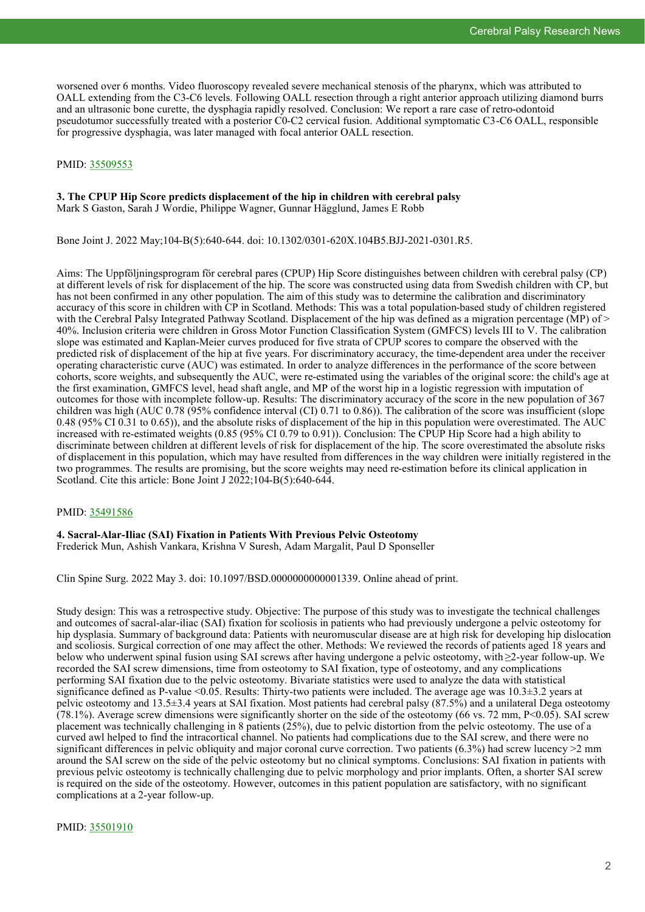worsened over 6 months. Video fluoroscopy revealed severe mechanical stenosis of the pharynx, which was attributed to OALL extending from the C3-C6 levels. Following OALL resection through a right anterior approach utilizing diamond burrs and an ultrasonic bone curette, the dysphagia rapidly resolved. Conclusion: We report a rare case of retro-odontoid pseudotumor successfully treated with a posterior C0-C2 cervical fusion. Additional symptomatic C3-C6 OALL, responsible for progressive dysphagia, was later managed with focal anterior OALL resection.

PMID: 35509553

**3. The CPUP Hip Score predicts displacement of the hip in children with cerebral palsy**
Mark S Gaston, Sarah J Wordie, Philippe Wagner, Gunnar Hägglund, James E Robb

Bone Joint J. 2022 May;104-B(5):640-644. doi: 10.1302/0301-620X.104B5.BJJ-2021-0301.R5.

Aims: The Uppföljningsprogram för cerebral pares (CPUP) Hip Score distinguishes between children with cerebral palsy (CP) at different levels of risk for displacement of the hip. The score was constructed using data from Swedish children with CP, but has not been confirmed in any other population. The aim of this study was to determine the calibration and discriminatory accuracy of this score in children with CP in Scotland. Methods: This was a total population-based study of children registered with the Cerebral Palsy Integrated Pathway Scotland. Displacement of the hip was defined as a migration percentage (MP) of > 40%. Inclusion criteria were children in Gross Motor Function Classification System (GMFCS) levels III to V. The calibration slope was estimated and Kaplan-Meier curves produced for five strata of CPUP scores to compare the observed with the predicted risk of displacement of the hip at five years. For discriminatory accuracy, the time-dependent area under the receiver operating characteristic curve (AUC) was estimated. In order to analyze differences in the performance of the score between cohorts, score weights, and subsequently the AUC, were re-estimated using the variables of the original score: the child's age at the first examination, GMFCS level, head shaft angle, and MP of the worst hip in a logistic regression with imputation of outcomes for those with incomplete follow-up. Results: The discriminatory accuracy of the score in the new population of 367 children was high (AUC 0.78 (95% confidence interval (CI) 0.71 to 0.86)). The calibration of the score was insufficient (slope 0.48 (95% CI 0.31 to 0.65)), and the absolute risks of displacement of the hip in this population were overestimated. The AUC increased with re-estimated weights (0.85 (95% CI 0.79 to 0.91)). Conclusion: The CPUP Hip Score had a high ability to discriminate between children at different levels of risk for displacement of the hip. The score overestimated the absolute risks of displacement in this population, which may have resulted from differences in the way children were initially registered in the two programmes. The results are promising, but the score weights may need re-estimation before its clinical application in Scotland. Cite this article: Bone Joint J 2022;104-B(5):640-644.

PMID: 35491586

**4. Sacral-Alar-Iliac (SAI) Fixation in Patients With Previous Pelvic Osteotomy**
Frederick Mun, Ashish Vankara, Krishna V Suresh, Adam Margalit, Paul D Sponseller

Clin Spine Surg. 2022 May 3. doi: 10.1097/BSD.0000000000001339. Online ahead of print.

Study design: This was a retrospective study. Objective: The purpose of this study was to investigate the technical challenges and outcomes of sacral-alar-iliac (SAI) fixation for scoliosis in patients who had previously undergone a pelvic osteotomy for hip dysplasia. Summary of background data: Patients with neuromuscular disease are at high risk for developing hip dislocation and scoliosis. Surgical correction of one may affect the other. Methods: We reviewed the records of patients aged 18 years and below who underwent spinal fusion using SAI screws after having undergone a pelvic osteotomy, with ≥2-year follow-up. We recorded the SAI screw dimensions, time from osteotomy to SAI fixation, type of osteotomy, and any complications performing SAI fixation due to the pelvic osteotomy. Bivariate statistics were used to analyze the data with statistical significance defined as P-value <0.05. Results: Thirty-two patients were included. The average age was 10.3±3.2 years at pelvic osteotomy and 13.5±3.4 years at SAI fixation. Most patients had cerebral palsy (87.5%) and a unilateral Dega osteotomy (78.1%). Average screw dimensions were significantly shorter on the side of the osteotomy (66 vs. 72 mm, P<0.05). SAI screw placement was technically challenging in 8 patients (25%), due to pelvic distortion from the pelvic osteotomy. The use of a curved awl helped to find the intracortical channel. No patients had complications due to the SAI screw, and there were no significant differences in pelvic obliquity and major coronal curve correction. Two patients (6.3%) had screw lucency >2 mm around the SAI screw on the side of the pelvic osteotomy but no clinical symptoms. Conclusions: SAI fixation in patients with previous pelvic osteotomy is technically challenging due to pelvic morphology and prior implants. Often, a shorter SAI screw is required on the side of the osteotomy. However, outcomes in this patient population are satisfactory, with no significant complications at a 2-year follow-up.

PMID: 35501910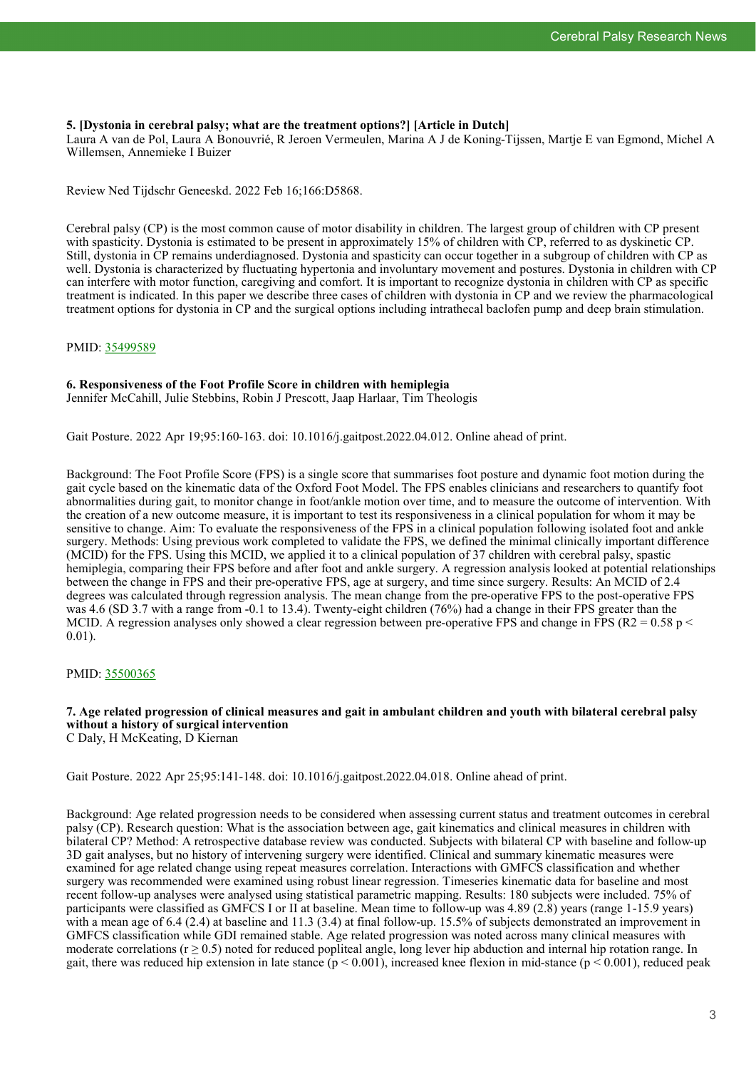### 5. [Dystonia in cerebral palsy; what are the treatment options?] [Article in Dutch]

Laura A van de Pol, Laura A Bonouvrié, R Jeroen Vermeulen, Marina A J de Koning-Tijssen, Martje E van Egmond, Michel A Willemsen, Annemieke I Buizer

Review Ned Tijdschr Geneeskd. 2022 Feb 16;166:D5868.

Cerebral palsy (CP) is the most common cause of motor disability in children. The largest group of children with CP present with spasticity. Dystonia is estimated to be present in approximately 15% of children with CP, referred to as dyskinetic CP. Still, dystonia in CP remains underdiagnosed. Dystonia and spasticity can occur together in a subgroup of children with CP as well. Dystonia is characterized by fluctuating hypertonia and involuntary movement and postures. Dystonia in children with CP can interfere with motor function, caregiving and comfort. It is important to recognize dystonia in children with CP as specific treatment is indicated. In this paper we describe three cases of children with dystonia in CP and we review the pharmacological treatment options for dystonia in CP and the surgical options including intrathecal baclofen pump and deep brain stimulation.

PMID: 35499589

### 6. Responsiveness of the Foot Profile Score in children with hemiplegia

Jennifer McCahill, Julie Stebbins, Robin J Prescott, Jaap Harlaar, Tim Theologis

Gait Posture. 2022 Apr 19;95:160-163. doi: 10.1016/j.gaitpost.2022.04.012. Online ahead of print.

Background: The Foot Profile Score (FPS) is a single score that summarises foot posture and dynamic foot motion during the gait cycle based on the kinematic data of the Oxford Foot Model. The FPS enables clinicians and researchers to quantify foot abnormalities during gait, to monitor change in foot/ankle motion over time, and to measure the outcome of intervention. With the creation of a new outcome measure, it is important to test its responsiveness in a clinical population for whom it may be sensitive to change. Aim: To evaluate the responsiveness of the FPS in a clinical population following isolated foot and ankle surgery. Methods: Using previous work completed to validate the FPS, we defined the minimal clinically important difference (MCID) for the FPS. Using this MCID, we applied it to a clinical population of 37 children with cerebral palsy, spastic hemiplegia, comparing their FPS before and after foot and ankle surgery. A regression analysis looked at potential relationships between the change in FPS and their pre-operative FPS, age at surgery, and time since surgery. Results: An MCID of 2.4 degrees was calculated through regression analysis. The mean change from the pre-operative FPS to the post-operative FPS was 4.6 (SD 3.7 with a range from -0.1 to 13.4). Twenty-eight children (76%) had a change in their FPS greater than the MCID. A regression analyses only showed a clear regression between pre-operative FPS and change in FPS ($R^2 = 0.58$ $p < 0.01$).

PMID: 35500365

### 7. Age related progression of clinical measures and gait in ambulant children and youth with bilateral cerebral palsy without a history of surgical intervention

C Daly, H McKeating, D Kiernan

Gait Posture. 2022 Apr 25;95:141-148. doi: 10.1016/j.gaitpost.2022.04.018. Online ahead of print.

Background: Age related progression needs to be considered when assessing current status and treatment outcomes in cerebral palsy (CP). Research question: What is the association between age, gait kinematics and clinical measures in children with bilateral CP? Method: A retrospective database review was conducted. Subjects with bilateral CP with baseline and follow-up 3D gait analyses, but no history of intervening surgery were identified. Clinical and summary kinematic measures were examined for age related change using repeat measures correlation. Interactions with GMFCS classification and whether surgery was recommended were examined using robust linear regression. Timeseries kinematic data for baseline and most recent follow-up analyses were analysed using statistical parametric mapping. Results: 180 subjects were included. 75% of participants were classified as GMFCS I or II at baseline. Mean time to follow-up was 4.89 (2.8) years (range 1-15.9 years) with a mean age of 6.4 (2.4) at baseline and 11.3 (3.4) at final follow-up. 15.5% of subjects demonstrated an improvement in GMFCS classification while GDI remained stable. Age related progression was noted across many clinical measures with moderate correlations ($r \geq 0.5$) noted for reduced popliteal angle, long lever hip abduction and internal hip rotation range. In gait, there was reduced hip extension in late stance ($p < 0.001$), increased knee flexion in mid-stance ($p < 0.001$), reduced peak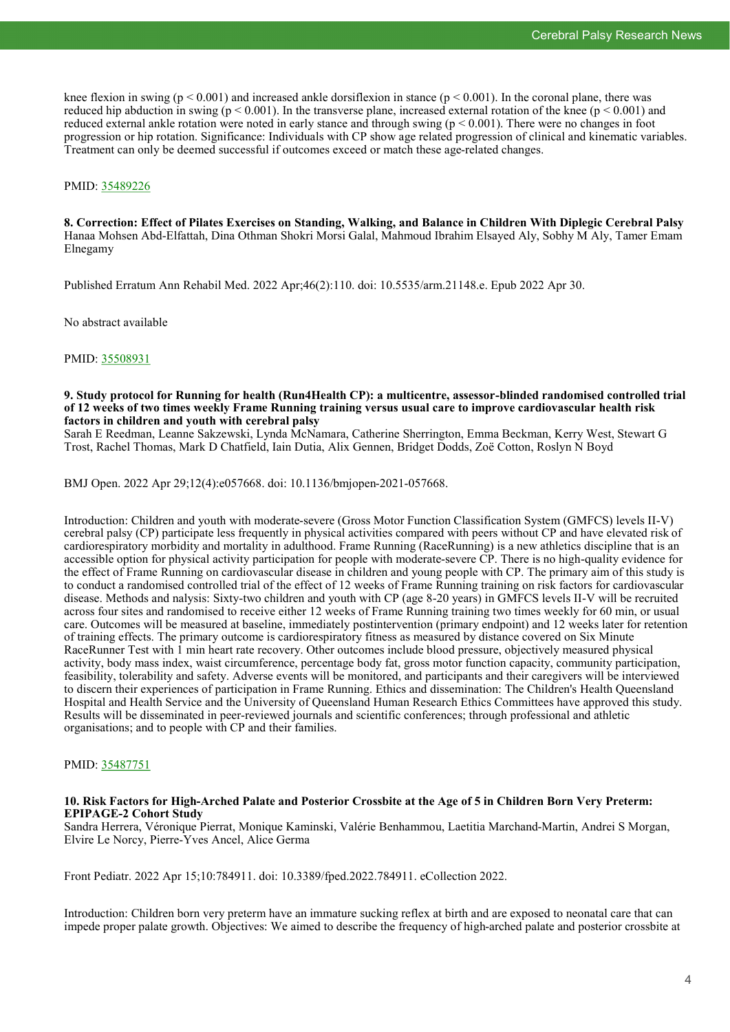knee flexion in swing ($p < 0.001$) and increased ankle dorsiflexion in stance ($p < 0.001$). In the coronal plane, there was reduced hip abduction in swing ($p < 0.001$). In the transverse plane, increased external rotation of the knee ($p < 0.001$) and reduced external ankle rotation were noted in early stance and through swing ($p < 0.001$). There were no changes in foot progression or hip rotation. Significance: Individuals with CP show age related progression of clinical and kinematic variables. Treatment can only be deemed successful if outcomes exceed or match these age-related changes.

PMID: 35489226

**8. Correction: Effect of Pilates Exercises on Standing, Walking, and Balance in Children With Diplegic Cerebral Palsy**
Hanaa Mohsen Abd-Elfattah, Dina Othman Shokri Morsi Galal, Mahmoud Ibrahim Elsayed Aly, Sobhy M Aly, Tamer Emam Elnegamy

Published Erratum Ann Rehabil Med. 2022 Apr;46(2):110. doi: 10.5535/arm.21148.e. Epub 2022 Apr 30.

No abstract available

PMID: 35508931

**9. Study protocol for Running for health (Run4Health CP): a multicentre, assessor-blinded randomised controlled trial of 12 weeks of two times weekly Frame Running training versus usual care to improve cardiovascular health risk factors in children and youth with cerebral palsy**
Sarah E Reedman, Leanne Sakzewski, Lynda McNamara, Catherine Sherrington, Emma Beckman, Kerry West, Stewart G Trost, Rachel Thomas, Mark D Chatfield, Iain Dutia, Alix Gennen, Bridget Dodds, Zoë Cotton, Roslyn N Boyd

BMJ Open. 2022 Apr 29;12(4):e057668. doi: 10.1136/bmjopen-2021-057668.

Introduction: Children and youth with moderate-severe (Gross Motor Function Classification System (GMFCS) levels II-V) cerebral palsy (CP) participate less frequently in physical activities compared with peers without CP and have elevated risk of cardiorespiratory morbidity and mortality in adulthood. Frame Running (RaceRunning) is a new athletics discipline that is an accessible option for physical activity participation for people with moderate-severe CP. There is no high-quality evidence for the effect of Frame Running on cardiovascular disease in children and young people with CP. The primary aim of this study is to conduct a randomised controlled trial of the effect of 12 weeks of Frame Running training on risk factors for cardiovascular disease. Methods and nalysis: Sixty-two children and youth with CP (age 8-20 years) in GMFCS levels II-V will be recruited across four sites and randomised to receive either 12 weeks of Frame Running training two times weekly for 60 min, or usual care. Outcomes will be measured at baseline, immediately postintervention (primary endpoint) and 12 weeks later for retention of training effects. The primary outcome is cardiorespiratory fitness as measured by distance covered on Six Minute RaceRunner Test with 1 min heart rate recovery. Other outcomes include blood pressure, objectively measured physical activity, body mass index, waist circumference, percentage body fat, gross motor function capacity, community participation, feasibility, tolerability and safety. Adverse events will be monitored, and participants and their caregivers will be interviewed to discern their experiences of participation in Frame Running. Ethics and dissemination: The Children's Health Queensland Hospital and Health Service and the University of Queensland Human Research Ethics Committees have approved this study. Results will be disseminated in peer-reviewed journals and scientific conferences; through professional and athletic organisations; and to people with CP and their families.

PMID: 35487751

**10. Risk Factors for High-Arched Palate and Posterior Crossbite at the Age of 5 in Children Born Very Preterm: EPIPAGE-2 Cohort Study**
Sandra Herrera, Véronique Pierrat, Monique Kaminski, Valérie Benhammou, Laetitia Marchand-Martin, Andrei S Morgan, Elvire Le Norcy, Pierre-Yves Ancel, Alice Germa

Front Pediatr. 2022 Apr 15;10:784911. doi: 10.3389/fped.2022.784911. eCollection 2022.

Introduction: Children born very preterm have an immature sucking reflex at birth and are exposed to neonatal care that can impede proper palate growth. Objectives: We aimed to describe the frequency of high-arched palate and posterior crossbite at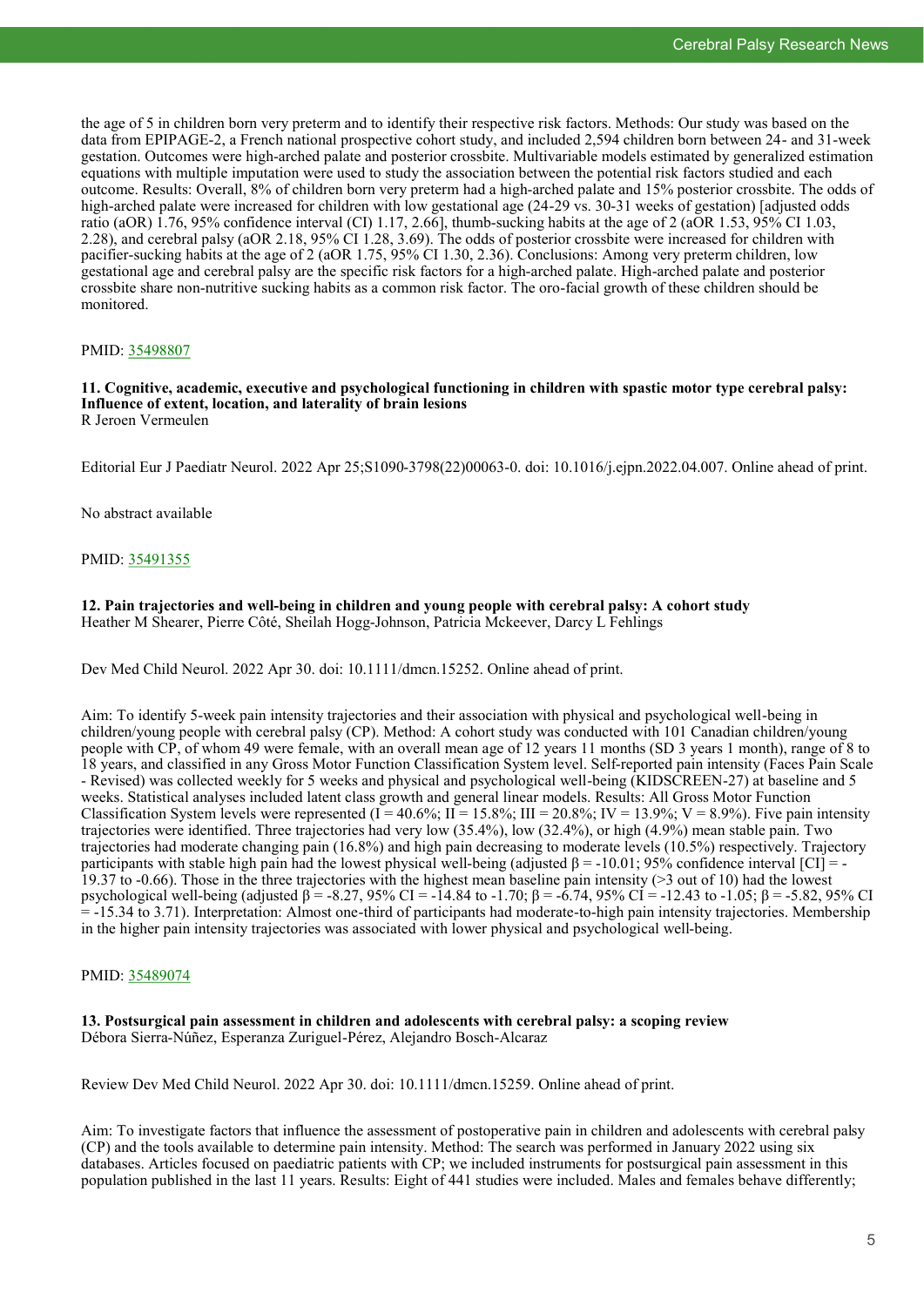the age of 5 in children born very preterm and to identify their respective risk factors. Methods: Our study was based on the data from EPIPAGE-2, a French national prospective cohort study, and included 2,594 children born between 24- and 31-week gestation. Outcomes were high-arched palate and posterior crossbite. Multivariable models estimated by generalized estimation equations with multiple imputation were used to study the association between the potential risk factors studied and each outcome. Results: Overall, 8% of children born very preterm had a high-arched palate and 15% posterior crossbite. The odds of high-arched palate were increased for children with low gestational age (24-29 vs. 30-31 weeks of gestation) [adjusted odds ratio (aOR) 1.76, 95% confidence interval (CI) 1.17, 2.66], thumb-sucking habits at the age of 2 (aOR 1.53, 95% CI 1.03, 2.28), and cerebral palsy (aOR 2.18, 95% CI 1.28, 3.69). The odds of posterior crossbite were increased for children with pacifier-sucking habits at the age of 2 (aOR 1.75, 95% CI 1.30, 2.36). Conclusions: Among very preterm children, low gestational age and cerebral palsy are the specific risk factors for a high-arched palate. High-arched palate and posterior crossbite share non-nutritive sucking habits as a common risk factor. The oro-facial growth of these children should be monitored.

PMID: 35498807

### 11. Cognitive, academic, executive and psychological functioning in children with spastic motor type cerebral palsy: Influence of extent, location, and laterality of brain lesions

R Jeroen Vermeulen

Editorial Eur J Paediatr Neurol. 2022 Apr 25;S1090-3798(22)00063-0. doi: 10.1016/j.ejpn.2022.04.007. Online ahead of print.

No abstract available

PMID: 35491355

### 12. Pain trajectories and well-being in children and young people with cerebral palsy: A cohort study

Heather M Shearer, Pierre Côté, Sheilah Hogg-Johnson, Patricia Mckeever, Darcy L Fehlings

Dev Med Child Neurol. 2022 Apr 30. doi: 10.1111/dmcn.15252. Online ahead of print.

Aim: To identify 5-week pain intensity trajectories and their association with physical and psychological well-being in children/young people with cerebral palsy (CP). Method: A cohort study was conducted with 101 Canadian children/young people with CP, of whom 49 were female, with an overall mean age of 12 years 11 months (SD 3 years 1 month), range of 8 to 18 years, and classified in any Gross Motor Function Classification System level. Self-reported pain intensity (Faces Pain Scale - Revised) was collected weekly for 5 weeks and physical and psychological well-being (KIDSCREEN-27) at baseline and 5 weeks. Statistical analyses included latent class growth and general linear models. Results: All Gross Motor Function Classification System levels were represented (I = 40.6%; II = 15.8%; III = 20.8%; IV = 13.9%; V = 8.9%). Five pain intensity trajectories were identified. Three trajectories had very low (35.4%), low (32.4%), or high (4.9%) mean stable pain. Two trajectories had moderate changing pain (16.8%) and high pain decreasing to moderate levels (10.5%) respectively. Trajectory participants with stable high pain had the lowest physical well-being (adjusted β = -10.01; 95% confidence interval [CI] = -19.37 to -0.66). Those in the three trajectories with the highest mean baseline pain intensity (>3 out of 10) had the lowest psychological well-being (adjusted β = -8.27, 95% CI = -14.84 to -1.70; β = -6.74, 95% CI = -12.43 to -1.05; β = -5.82, 95% CI = -15.34 to 3.71). Interpretation: Almost one-third of participants had moderate-to-high pain intensity trajectories. Membership in the higher pain intensity trajectories was associated with lower physical and psychological well-being.

PMID: 35489074

### 13. Postsurgical pain assessment in children and adolescents with cerebral palsy: a scoping review

Débora Sierra-Núñez, Esperanza Zuriguel-Pérez, Alejandro Bosch-Alcaraz

Review Dev Med Child Neurol. 2022 Apr 30. doi: 10.1111/dmcn.15259. Online ahead of print.

Aim: To investigate factors that influence the assessment of postoperative pain in children and adolescents with cerebral palsy (CP) and the tools available to determine pain intensity. Method: The search was performed in January 2022 using six databases. Articles focused on paediatric patients with CP; we included instruments for postsurgical pain assessment in this population published in the last 11 years. Results: Eight of 441 studies were included. Males and females behave differently;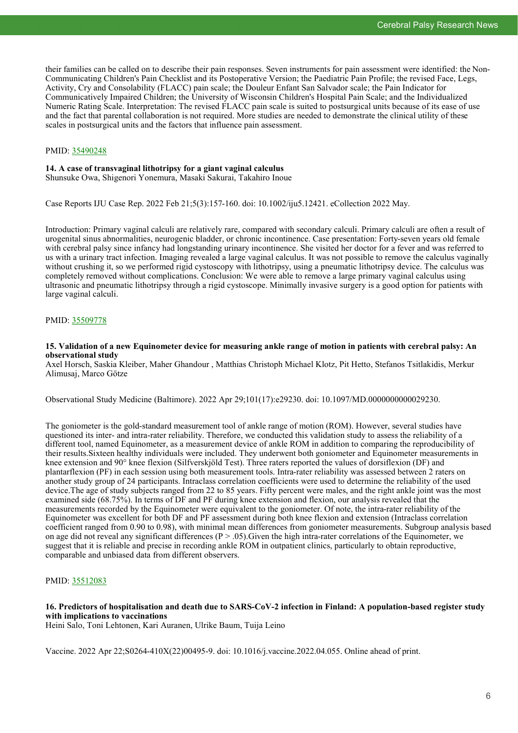their families can be called on to describe their pain responses. Seven instruments for pain assessment were identified: the Non-Communicating Children's Pain Checklist and its Postoperative Version; the Paediatric Pain Profile; the revised Face, Legs, Activity, Cry and Consolability (FLACC) pain scale; the Douleur Enfant San Salvador scale; the Pain Indicator for Communicatively Impaired Children; the University of Wisconsin Children's Hospital Pain Scale; and the Individualized Numeric Rating Scale. Interpretation: The revised FLACC pain scale is suited to postsurgical units because of its ease of use and the fact that parental collaboration is not required. More studies are needed to demonstrate the clinical utility of these scales in postsurgical units and the factors that influence pain assessment.

PMID: [35490248](https://pubmed.ncbi.nlm.nih.gov/35490248)

**14. A case of transvaginal lithotripsy for a giant vaginal calculus**
Shunsuke Owa, Shigenori Yonemura, Masaki Sakurai, Takahiro Inoue

Case Reports IJU Case Rep. 2022 Feb 21;5(3):157-160. doi: 10.1002/iju5.12421. eCollection 2022 May.

Introduction: Primary vaginal calculi are relatively rare, compared with secondary calculi. Primary calculi are often a result of urogenital sinus abnormalities, neurogenic bladder, or chronic incontinence. Case presentation: Forty-seven years old female with cerebral palsy since infancy had longstanding urinary incontinence. She visited her doctor for a fever and was referred to us with a urinary tract infection. Imaging revealed a large vaginal calculus. It was not possible to remove the calculus vaginally without crushing it, so we performed rigid cystoscopy with lithotripsy, using a pneumatic lithotripsy device. The calculus was completely removed without complications. Conclusion: We were able to remove a large primary vaginal calculus using ultrasonic and pneumatic lithotripsy through a rigid cystoscope. Minimally invasive surgery is a good option for patients with large vaginal calculi.

PMID: [35509778](https://pubmed.ncbi.nlm.nih.gov/35509778)

**15. Validation of a new Equinometer device for measuring ankle range of motion in patients with cerebral palsy: An observational study**
Axel Horsch, Saskia Kleiber, Maher Ghandour , Matthias Christoph Michael Klotz, Pit Hetto, Stefanos Tsitlakidis, Merkur Alimusaj, Marco Götze

Observational Study Medicine (Baltimore). 2022 Apr 29;101(17):e29230. doi: 10.1097/MD.0000000000029230.

The goniometer is the gold-standard measurement tool of ankle range of motion (ROM). However, several studies have questioned its inter- and intra-rater reliability. Therefore, we conducted this validation study to assess the reliability of a different tool, named Equinometer, as a measurement device of ankle ROM in addition to comparing the reproducibility of their results.Sixteen healthy individuals were included. They underwent both goniometer and Equinometer measurements in knee extension and 90° knee flexion (Silfverskjöld Test). Three raters reported the values of dorsiflexion (DF) and plantarflexion (PF) in each session using both measurement tools. Intra-rater reliability was assessed between 2 raters on another study group of 24 participants. Intraclass correlation coefficients were used to determine the reliability of the used device.The age of study subjects ranged from 22 to 85 years. Fifty percent were males, and the right ankle joint was the most examined side (68.75%). In terms of DF and PF during knee extension and flexion, our analysis revealed that the measurements recorded by the Equinometer were equivalent to the goniometer. Of note, the intra-rater reliability of the Equinometer was excellent for both DF and PF assessment during both knee flexion and extension (Intraclass correlation coefficient ranged from 0.90 to 0.98), with minimal mean differences from goniometer measurements. Subgroup analysis based on age did not reveal any significant differences ($P > .05$).Given the high intra-rater correlations of the Equinometer, we suggest that it is reliable and precise in recording ankle ROM in outpatient clinics, particularly to obtain reproductive, comparable and unbiased data from different observers.

PMID: [35512083](https://pubmed.ncbi.nlm.nih.gov/35512083)

**16. Predictors of hospitalisation and death due to SARS-CoV-2 infection in Finland: A population-based register study with implications to vaccinations**
Heini Salo, Toni Lehtonen, Kari Auranen, Ulrike Baum, Tuija Leino

Vaccine. 2022 Apr 22;S0264-410X(22)00495-9. doi: 10.1016/j.vaccine.2022.04.055. Online ahead of print.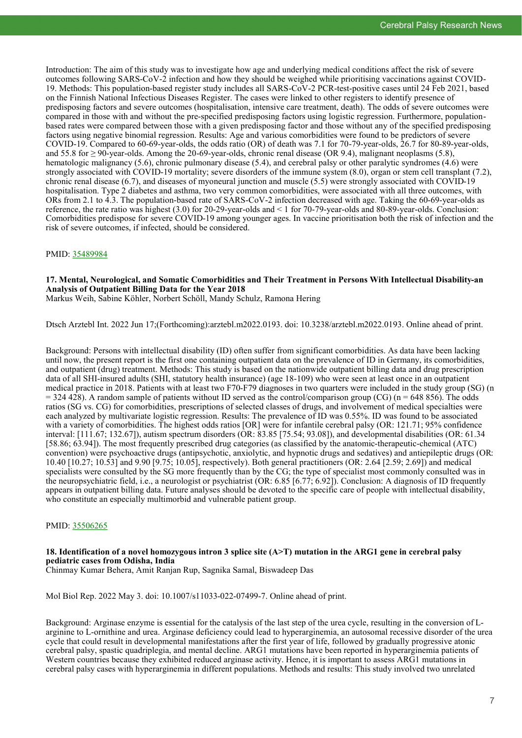Introduction: The aim of this study was to investigate how age and underlying medical conditions affect the risk of severe outcomes following SARS-CoV-2 infection and how they should be weighed while prioritising vaccinations against COVID-19. Methods: This population-based register study includes all SARS-CoV-2 PCR-test-positive cases until 24 Feb 2021, based on the Finnish National Infectious Diseases Register. The cases were linked to other registers to identify presence of predisposing factors and severe outcomes (hospitalisation, intensive care treatment, death). The odds of severe outcomes were compared in those with and without the pre-specified predisposing factors using logistic regression. Furthermore, population-based rates were compared between those with a given predisposing factor and those without any of the specified predisposing factors using negative binomial regression. Results: Age and various comorbidities were found to be predictors of severe COVID-19. Compared to 60-69-year-olds, the odds ratio (OR) of death was 7.1 for 70-79-year-olds, 26.7 for 80-89-year-olds, and 55.8 for ≥ 90-year-olds. Among the 20-69-year-olds, chronic renal disease (OR 9.4), malignant neoplasms (5.8), hematologic malignancy (5.6), chronic pulmonary disease (5.4), and cerebral palsy or other paralytic syndromes (4.6) were strongly associated with COVID-19 mortality; severe disorders of the immune system (8.0), organ or stem cell transplant (7.2), chronic renal disease (6.7), and diseases of myoneural junction and muscle (5.5) were strongly associated with COVID-19 hospitalisation. Type 2 diabetes and asthma, two very common comorbidities, were associated with all three outcomes, with ORs from 2.1 to 4.3. The population-based rate of SARS-CoV-2 infection decreased with age. Taking the 60-69-year-olds as reference, the rate ratio was highest (3.0) for 20-29-year-olds and < 1 for 70-79-year-olds and 80-89-year-olds. Conclusion: Comorbidities predispose for severe COVID-19 among younger ages. In vaccine prioritisation both the risk of infection and the risk of severe outcomes, if infected, should be considered.

PMID: 35489984

### 17. Mental, Neurological, and Somatic Comorbidities and Their Treatment in Persons With Intellectual Disability-an Analysis of Outpatient Billing Data for the Year 2018

Markus Weih, Sabine Köhler, Norbert Schöll, Mandy Schulz, Ramona Hering

Dtsch Arztebl Int. 2022 Jun 17;(Forthcoming):arztebl.m2022.0193. doi: 10.3238/arztebl.m2022.0193. Online ahead of print.

Background: Persons with intellectual disability (ID) often suffer from significant comorbidities. As data have been lacking until now, the present report is the first one containing outpatient data on the prevalence of ID in Germany, its comorbidities, and outpatient (drug) treatment. Methods: This study is based on the nationwide outpatient billing data and drug prescription data of all SHI-insured adults (SHI, statutory health insurance) (age 18-109) who were seen at least once in an outpatient medical practice in 2018. Patients with at least two F70-F79 diagnoses in two quarters were included in the study group (SG) (n = 324 428). A random sample of patients without ID served as the control/comparison group (CG) (n = 648 856). The odds ratios (SG vs. CG) for comorbidities, prescriptions of selected classes of drugs, and involvement of medical specialties were each analyzed by multivariate logistic regression. Results: The prevalence of ID was 0.55%. ID was found to be associated with a variety of comorbidities. The highest odds ratios [OR] were for infantile cerebral palsy (OR: 121.71; 95% confidence interval: [111.67; 132.67]), autism spectrum disorders (OR: 83.85 [75.54; 93.08]), and developmental disabilities (OR: 61.34 [58.86; 63.94]). The most frequently prescribed drug categories (as classified by the anatomic-therapeutic-chemical (ATC) convention) were psychoactive drugs (antipsychotic, anxiolytic, and hypnotic drugs and sedatives) and antiepileptic drugs (OR: 10.40 [10.27; 10.53] and 9.90 [9.75; 10.05], respectively). Both general practitioners (OR: 2.64 [2.59; 2.69]) and medical specialists were consulted by the SG more frequently than by the CG; the type of specialist most commonly consulted was in the neuropsychiatric field, i.e., a neurologist or psychiatrist (OR: 6.85 [6.77; 6.92]). Conclusion: A diagnosis of ID frequently appears in outpatient billing data. Future analyses should be devoted to the specific care of people with intellectual disability, who constitute an especially multimorbid and vulnerable patient group.

PMID: 35506265

### 18. Identification of a novel homozygous intron 3 splice site (A>T) mutation in the ARG1 gene in cerebral palsy pediatric cases from Odisha, India

Chinmay Kumar Behera, Amit Ranjan Rup, Sagnika Samal, Biswadeep Das

Mol Biol Rep. 2022 May 3. doi: 10.1007/s11033-022-07499-7. Online ahead of print.

Background: Arginase enzyme is essential for the catalysis of the last step of the urea cycle, resulting in the conversion of L-arginine to L-ornithine and urea. Arginase deficiency could lead to hyperarginemia, an autosomal recessive disorder of the urea cycle that could result in developmental manifestations after the first year of life, followed by gradually progressive atonic cerebral palsy, spastic quadriplegia, and mental decline. ARG1 mutations have been reported in hyperarginemia patients of Western countries because they exhibited reduced arginase activity. Hence, it is important to assess ARG1 mutations in cerebral palsy cases with hyperarginemia in different populations. Methods and results: This study involved two unrelated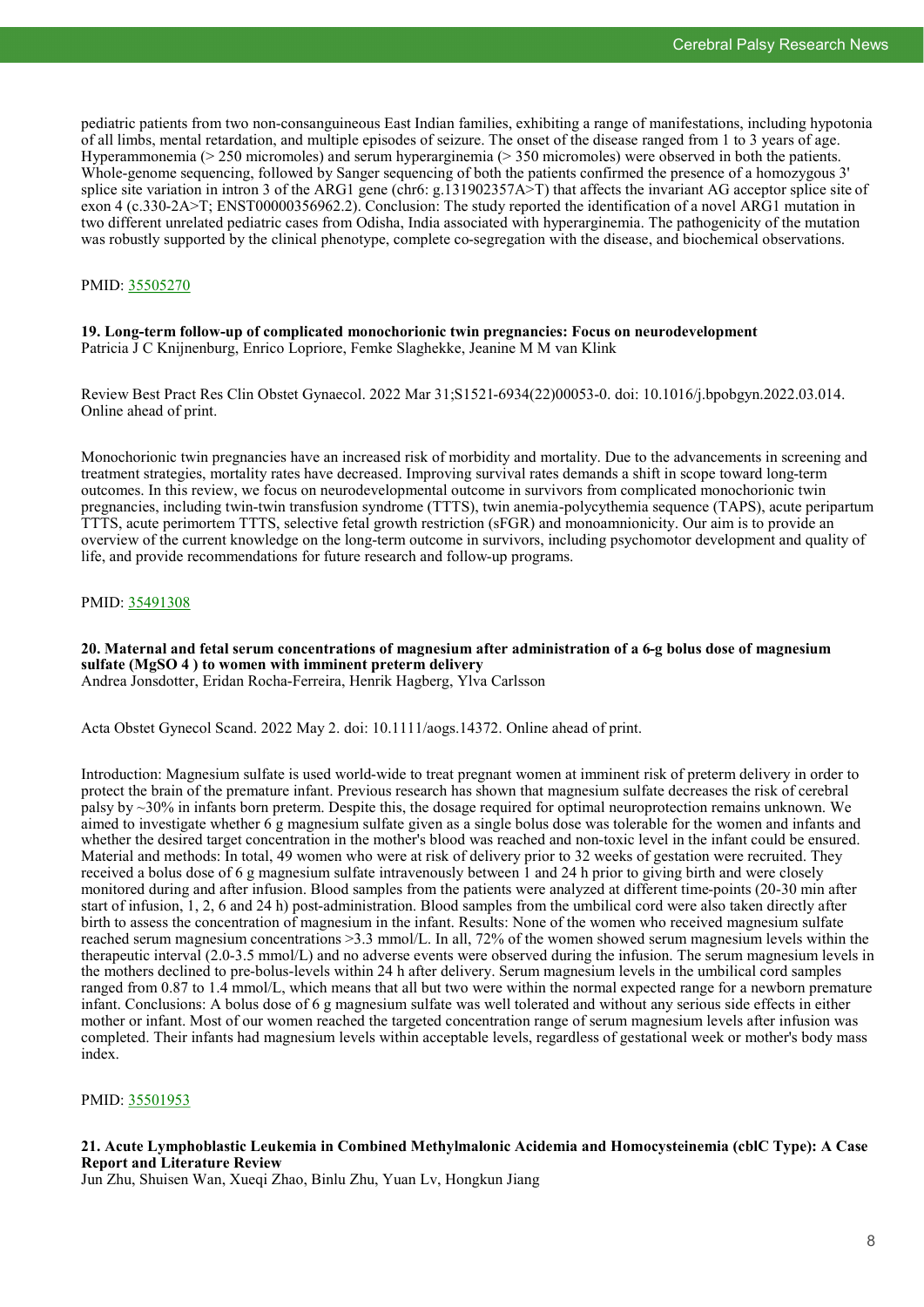pediatric patients from two non-consanguineous East Indian families, exhibiting a range of manifestations, including hypotonia of all limbs, mental retardation, and multiple episodes of seizure. The onset of the disease ranged from 1 to 3 years of age. Hyperammonemia (> 250 micromoles) and serum hyperarginemia (> 350 micromoles) were observed in both the patients. Whole-genome sequencing, followed by Sanger sequencing of both the patients confirmed the presence of a homozygous 3' splice site variation in intron 3 of the ARG1 gene (chr6: g.131902357A>T) that affects the invariant AG acceptor splice site of exon 4 (c.330-2A>T; ENST00000356962.2). Conclusion: The study reported the identification of a novel ARG1 mutation in two different unrelated pediatric cases from Odisha, India associated with hyperarginemia. The pathogenicity of the mutation was robustly supported by the clinical phenotype, complete co-segregation with the disease, and biochemical observations.

PMID: 35505270

**19. Long-term follow-up of complicated monochorionic twin pregnancies: Focus on neurodevelopment**
Patricia J C Knijnenburg, Enrico Lopriore, Femke Slaghekke, Jeanine M M van Klink

Review Best Pract Res Clin Obstet Gynaecol. 2022 Mar 31;S1521-6934(22)00053-0. doi: 10.1016/j.bpobgyn.2022.03.014. Online ahead of print.

Monochorionic twin pregnancies have an increased risk of morbidity and mortality. Due to the advancements in screening and treatment strategies, mortality rates have decreased. Improving survival rates demands a shift in scope toward long-term outcomes. In this review, we focus on neurodevelopmental outcome in survivors from complicated monochorionic twin pregnancies, including twin-twin transfusion syndrome (TTTS), twin anemia-polycythemia sequence (TAPS), acute peripartum TTTS, acute perimortem TTTS, selective fetal growth restriction (sFGR) and monoamnionicity. Our aim is to provide an overview of the current knowledge on the long-term outcome in survivors, including psychomotor development and quality of life, and provide recommendations for future research and follow-up programs.

PMID: 35491308

**20. Maternal and fetal serum concentrations of magnesium after administration of a 6-g bolus dose of magnesium sulfate ($MgSO_4$) to women with imminent preterm delivery**
Andrea Jonsdotter, Eridan Rocha-Ferreira, Henrik Hagberg, Ylva Carlsson

Acta Obstet Gynecol Scand. 2022 May 2. doi: 10.1111/aogs.14372. Online ahead of print.

Introduction: Magnesium sulfate is used world-wide to treat pregnant women at imminent risk of preterm delivery in order to protect the brain of the premature infant. Previous research has shown that magnesium sulfate decreases the risk of cerebral palsy by ~30% in infants born preterm. Despite this, the dosage required for optimal neuroprotection remains unknown. We aimed to investigate whether 6 g magnesium sulfate given as a single bolus dose was tolerable for the women and infants and whether the desired target concentration in the mother's blood was reached and non-toxic level in the infant could be ensured. Material and methods: In total, 49 women who were at risk of delivery prior to 32 weeks of gestation were recruited. They received a bolus dose of 6 g magnesium sulfate intravenously between 1 and 24 h prior to giving birth and were closely monitored during and after infusion. Blood samples from the patients were analyzed at different time-points (20-30 min after start of infusion, 1, 2, 6 and 24 h) post-administration. Blood samples from the umbilical cord were also taken directly after birth to assess the concentration of magnesium in the infant. Results: None of the women who received magnesium sulfate reached serum magnesium concentrations >3.3 mmol/L. In all, 72% of the women showed serum magnesium levels within the therapeutic interval (2.0-3.5 mmol/L) and no adverse events were observed during the infusion. The serum magnesium levels in the mothers declined to pre-bolus-levels within 24 h after delivery. Serum magnesium levels in the umbilical cord samples ranged from 0.87 to 1.4 mmol/L, which means that all but two were within the normal expected range for a newborn premature infant. Conclusions: A bolus dose of 6 g magnesium sulfate was well tolerated and without any serious side effects in either mother or infant. Most of our women reached the targeted concentration range of serum magnesium levels after infusion was completed. Their infants had magnesium levels within acceptable levels, regardless of gestational week or mother's body mass index.

PMID: 35501953

**21. Acute Lymphoblastic Leukemia in Combined Methylmalonic Acidemia and Homocysteinemia (cblC Type): A Case Report and Literature Review**
Jun Zhu, Shuisen Wan, Xueqi Zhao, Binlu Zhu, Yuan Lv, Hongkun Jiang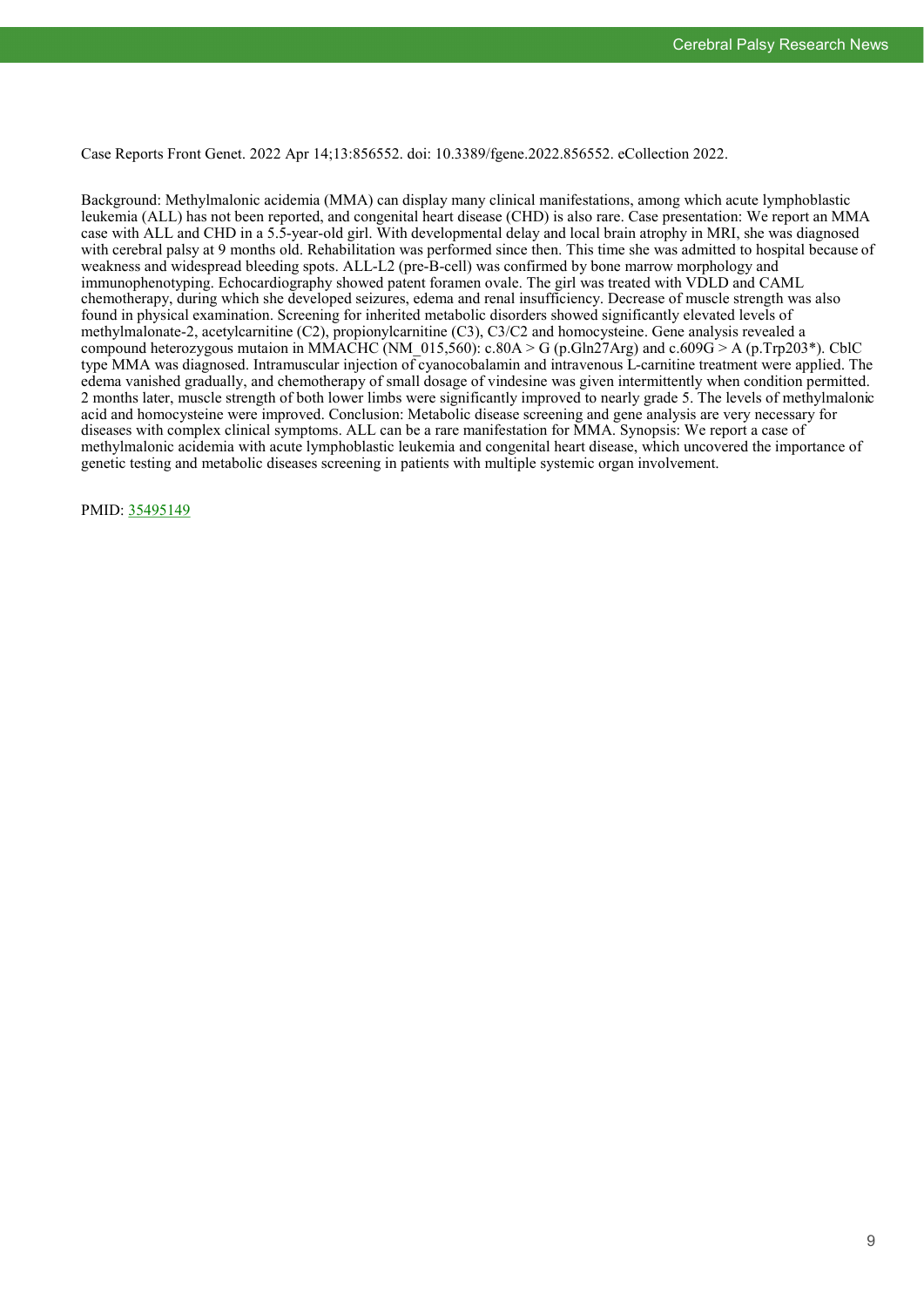Case Reports Front Genet. 2022 Apr 14;13:856552. doi: 10.3389/fgene.2022.856552. eCollection 2022.

Background: Methylmalonic acidemia (MMA) can display many clinical manifestations, among which acute lymphoblastic leukemia (ALL) has not been reported, and congenital heart disease (CHD) is also rare. Case presentation: We report an MMA case with ALL and CHD in a 5.5-year-old girl. With developmental delay and local brain atrophy in MRI, she was diagnosed with cerebral palsy at 9 months old. Rehabilitation was performed since then. This time she was admitted to hospital because of weakness and widespread bleeding spots. ALL-L2 (pre-B-cell) was confirmed by bone marrow morphology and immunophenotyping. Echocardiography showed patent foramen ovale. The girl was treated with VDLD and CAML chemotherapy, during which she developed seizures, edema and renal insufficiency. Decrease of muscle strength was also found in physical examination. Screening for inherited metabolic disorders showed significantly elevated levels of methylmalonate-2, acetylcarnitine (C2), propionylcarnitine (C3), C3/C2 and homocysteine. Gene analysis revealed a compound heterozygous mutaion in MMACHC (NM_015,560): c.80A > G (p.Gln27Arg) and c.609G > A (p.Trp203*). CblC type MMA was diagnosed. Intramuscular injection of cyanocobalamin and intravenous L-carnitine treatment were applied. The edema vanished gradually, and chemotherapy of small dosage of vindesine was given intermittently when condition permitted. 2 months later, muscle strength of both lower limbs were significantly improved to nearly grade 5. The levels of methylmalonic acid and homocysteine were improved. Conclusion: Metabolic disease screening and gene analysis are very necessary for diseases with complex clinical symptoms. ALL can be a rare manifestation for MMA. Synopsis: We report a case of methylmalonic acidemia with acute lymphoblastic leukemia and congenital heart disease, which uncovered the importance of genetic testing and metabolic diseases screening in patients with multiple systemic organ involvement.

PMID: 35495149